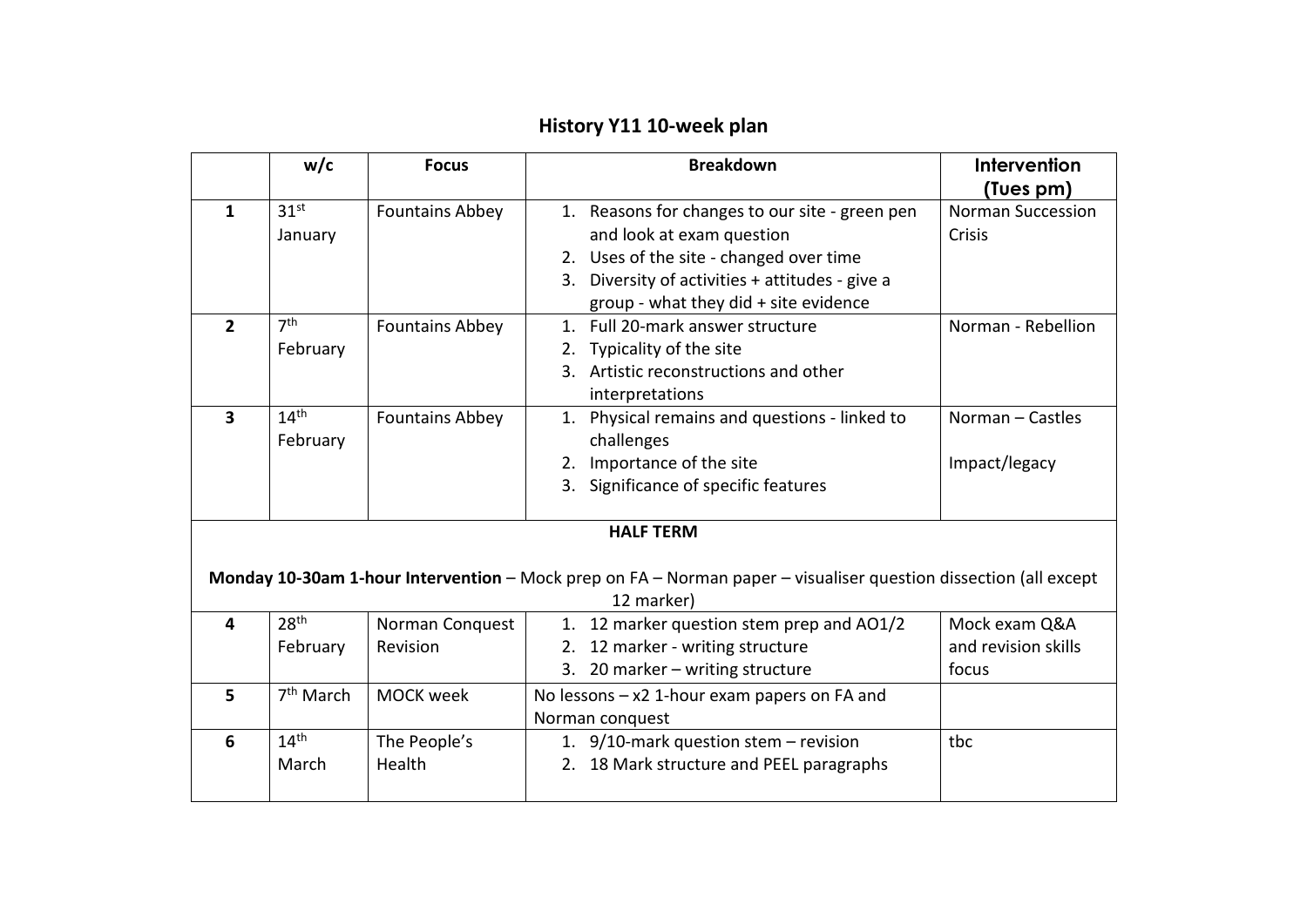# History Y11 10-week plan

| | w/c | Focus | Breakdown | Intervention (Tues pm) |
|---|---|---|---|---|
| **1** | 31st January | Fountains Abbey | 1. Reasons for changes to our site - green pen and look at exam question<br>2. Uses of the site - changed over time<br>3. Diversity of activities + attitudes - give a group - what they did + site evidence | Norman Succession Crisis |
| **2** | 7th February | Fountains Abbey | 1. Full 20-mark answer structure<br>2. Typicality of the site<br>3. Artistic reconstructions and other interpretations | Norman - Rebellion |
| **3** | 14th February | Fountains Abbey | 1. Physical remains and questions - linked to challenges<br>2. Importance of the site<br>3. Significance of specific features | Norman – Castles<br><br>Impact/legacy |
| **HALF TERM**<br><br>**Monday 10-30am 1-hour Intervention** – Mock prep on FA – Norman paper – visualiser question dissection (all except 12 marker) | | | | |
| **4** | 28th February | Norman Conquest Revision | 1. 12 marker question stem prep and AO1/2<br>2. 12 marker - writing structure<br>3. 20 marker – writing structure | Mock exam Q&A and revision skills focus |
| **5** | 7th March | MOCK week | No lessons – x2 1-hour exam papers on FA and Norman conquest | |
| **6** | 14th March | The People's Health | 1. 9/10-mark question stem – revision<br>2. 18 Mark structure and PEEL paragraphs | tbc |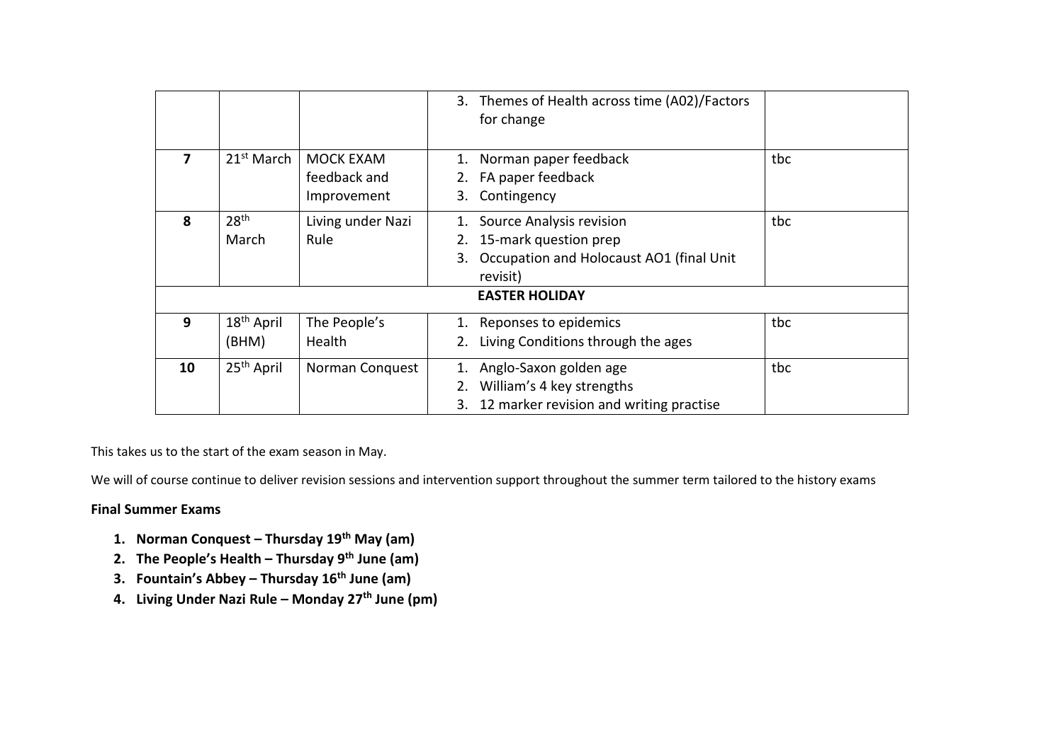| | | | | |
|---|---|---|---|---|
| | | | 3. Themes of Health across time (A02)/Factors for change | |
| **7** | 21st March | MOCK EXAM feedback and Improvement | 1. Norman paper feedback<br>2. FA paper feedback<br>3. Contingency | tbc |
| **8** | 28th March | Living under Nazi Rule | 1. Source Analysis revision<br>2. 15-mark question prep<br>3. Occupation and Holocaust AO1 (final Unit revisit) | tbc |
| **EASTER HOLIDAY** | | | | |
| **9** | 18th April (BHM) | The People's Health | 1. Reponses to epidemics<br>2. Living Conditions through the ages | tbc |
| **10** | 25th April | Norman Conquest | 1. Anglo-Saxon golden age<br>2. William's 4 key strengths<br>3. 12 marker revision and writing practise | tbc |

This takes us to the start of the exam season in May.

We will of course continue to deliver revision sessions and intervention support throughout the summer term tailored to the history exams

**Final Summer Exams**

1. **Norman Conquest – Thursday 19th May (am)**
2. **The People's Health – Thursday 9th June (am)**
3. **Fountain's Abbey – Thursday 16th June (am)**
4. **Living Under Nazi Rule – Monday 27th June (pm)**